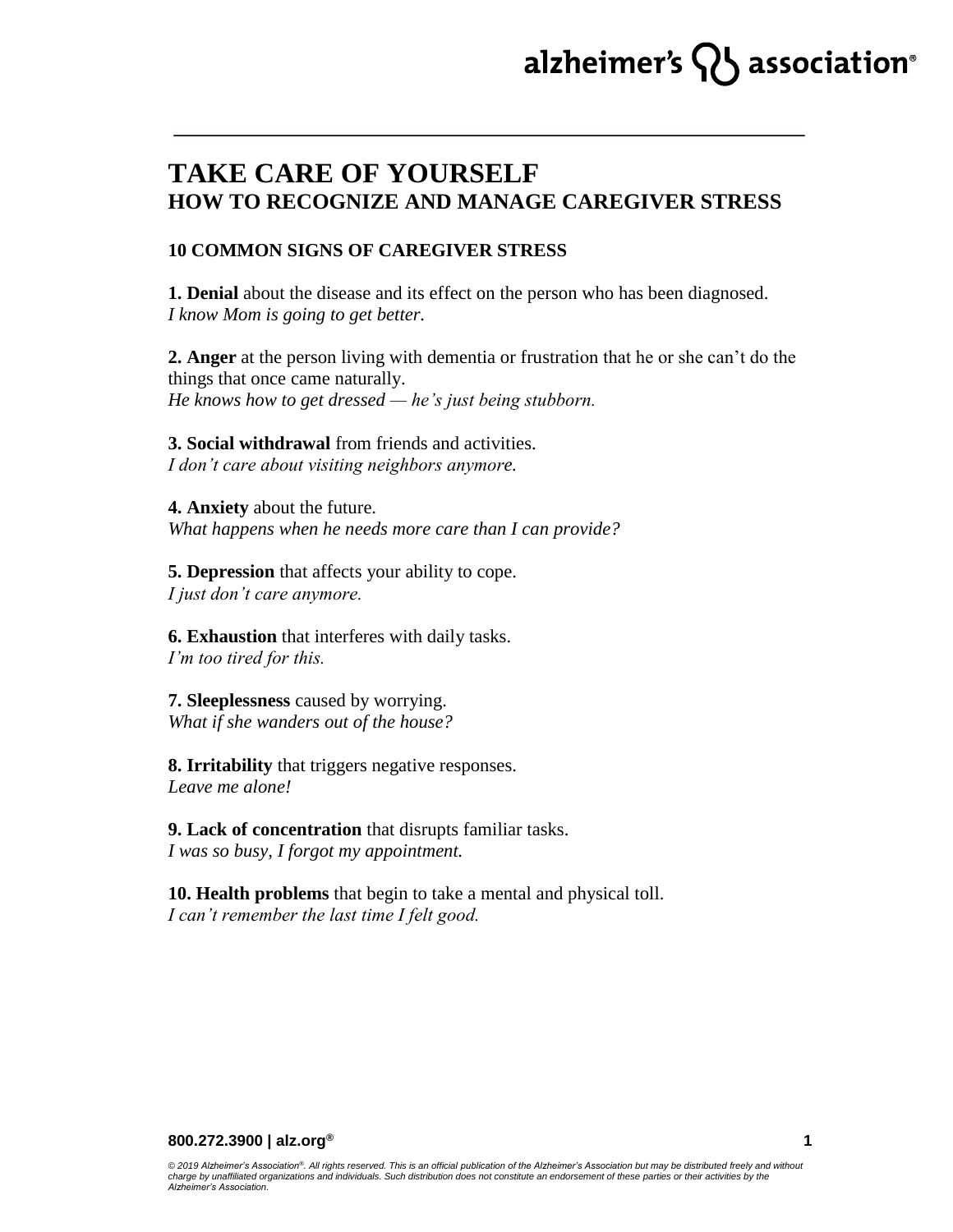# TAKE CARE OF YOURSELF
## HOW TO RECOGNIZE AND MANAGE CAREGIVER STRESS

### 10 COMMON SIGNS OF CAREGIVER STRESS

**1. Denial** about the disease and its effect on the person who has been diagnosed.
*I know Mom is going to get better.*

**2. Anger** at the person living with dementia or frustration that he or she can't do the things that once came naturally.
*He knows how to get dressed — he's just being stubborn.*

**3. Social withdrawal** from friends and activities.
*I don't care about visiting neighbors anymore.*

**4. Anxiety** about the future.
*What happens when he needs more care than I can provide?*

**5. Depression** that affects your ability to cope.
*I just don't care anymore.*

**6. Exhaustion** that interferes with daily tasks.
*I'm too tired for this.*

**7. Sleeplessness** caused by worrying.
*What if she wanders out of the house?*

**8. Irritability** that triggers negative responses.
*Leave me alone!*

**9. Lack of concentration** that disrupts familiar tasks.
*I was so busy, I forgot my appointment.*

**10. Health problems** that begin to take a mental and physical toll.
*I can't remember the last time I felt good.*

*© 2019 Alzheimer's Association®. All rights reserved. This is an official publication of the Alzheimer's Association but may be distributed freely and without charge by unaffiliated organizations and individuals. Such distribution does not constitute an endorsement of these parties or their activities by the Alzheimer's Association.*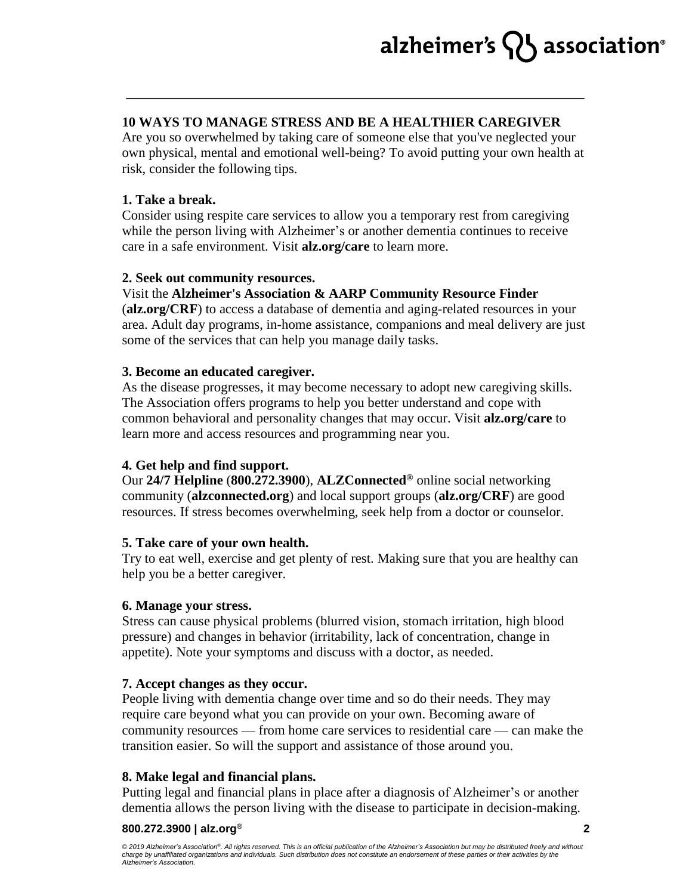## 10 WAYS TO MANAGE STRESS AND BE A HEALTHIER CAREGIVER

Are you so overwhelmed by taking care of someone else that you've neglected your own physical, mental and emotional well-being? To avoid putting your own health at risk, consider the following tips.

### 1. Take a break.

Consider using respite care services to allow you a temporary rest from caregiving while the person living with Alzheimer's or another dementia continues to receive care in a safe environment. Visit **alz.org/care** to learn more.

### 2. Seek out community resources.

Visit the **Alzheimer's Association & AARP Community Resource Finder** (**alz.org/CRF**) to access a database of dementia and aging-related resources in your area. Adult day programs, in-home assistance, companions and meal delivery are just some of the services that can help you manage daily tasks.

### 3. Become an educated caregiver.

As the disease progresses, it may become necessary to adopt new caregiving skills. The Association offers programs to help you better understand and cope with common behavioral and personality changes that may occur. Visit **alz.org/care** to learn more and access resources and programming near you.

### 4. Get help and find support.

Our **24/7 Helpline** (**800.272.3900**), **ALZConnected®** online social networking community (**alzconnected.org**) and local support groups (**alz.org/CRF**) are good resources. If stress becomes overwhelming, seek help from a doctor or counselor.

### 5. Take care of your own health.

Try to eat well, exercise and get plenty of rest. Making sure that you are healthy can help you be a better caregiver.

### 6. Manage your stress.

Stress can cause physical problems (blurred vision, stomach irritation, high blood pressure) and changes in behavior (irritability, lack of concentration, change in appetite). Note your symptoms and discuss with a doctor, as needed.

### 7. Accept changes as they occur.

People living with dementia change over time and so do their needs. They may require care beyond what you can provide on your own. Becoming aware of community resources — from home care services to residential care — can make the transition easier. So will the support and assistance of those around you.

### 8. Make legal and financial plans.

Putting legal and financial plans in place after a diagnosis of Alzheimer's or another dementia allows the person living with the disease to participate in decision-making.

*© 2019 Alzheimer's Association®. All rights reserved. This is an official publication of the Alzheimer's Association but may be distributed freely and without charge by unaffiliated organizations and individuals. Such distribution does not constitute an endorsement of these parties or their activities by the Alzheimer's Association.*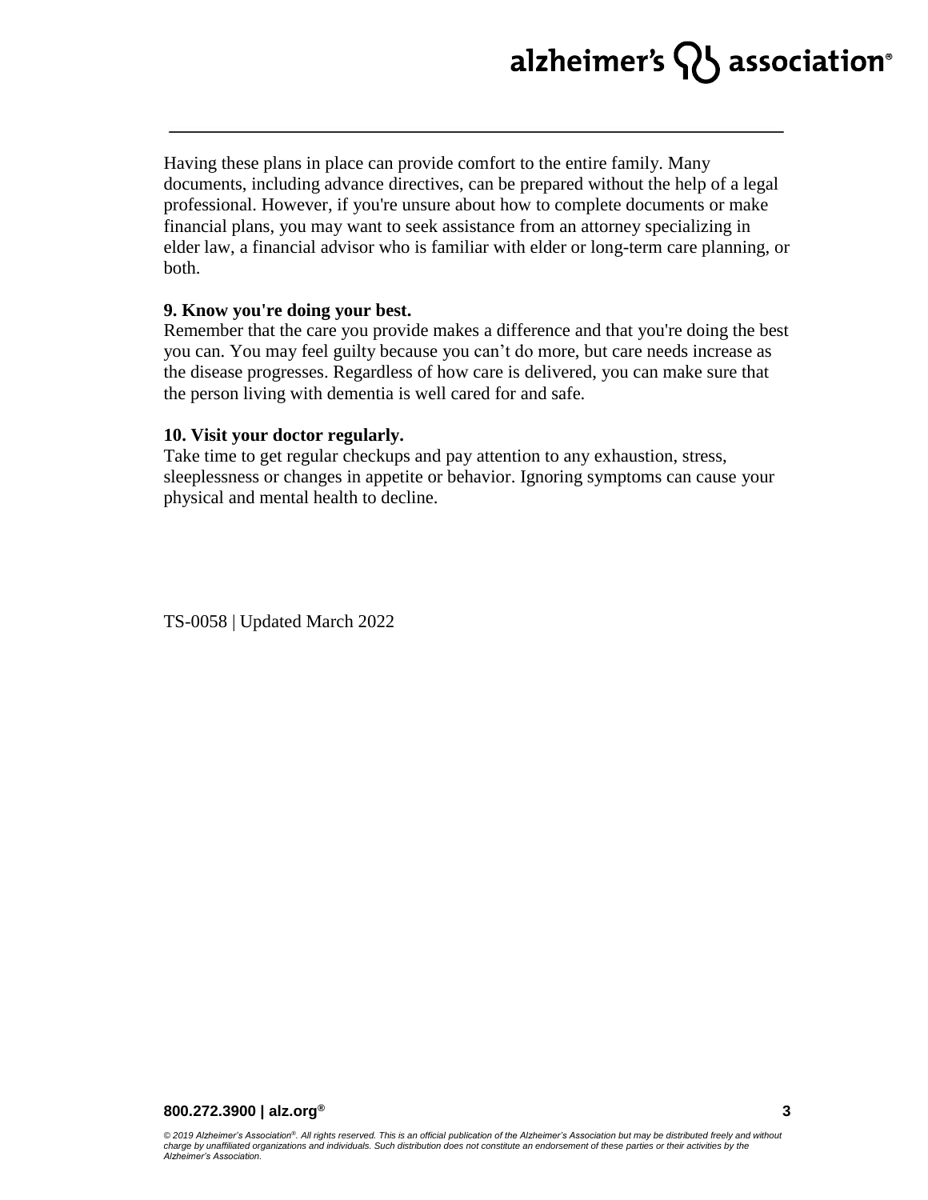Having these plans in place can provide comfort to the entire family. Many documents, including advance directives, can be prepared without the help of a legal professional. However, if you're unsure about how to complete documents or make financial plans, you may want to seek assistance from an attorney specializing in elder law, a financial advisor who is familiar with elder or long-term care planning, or both.

**9. Know you're doing your best.**

Remember that the care you provide makes a difference and that you're doing the best you can. You may feel guilty because you can't do more, but care needs increase as the disease progresses. Regardless of how care is delivered, you can make sure that the person living with dementia is well cared for and safe.

**10. Visit your doctor regularly.**

Take time to get regular checkups and pay attention to any exhaustion, stress, sleeplessness or changes in appetite or behavior. Ignoring symptoms can cause your physical and mental health to decline.

TS-0058 | Updated March 2022

*© 2019 Alzheimer's Association®. All rights reserved. This is an official publication of the Alzheimer's Association but may be distributed freely and without charge by unaffiliated organizations and individuals. Such distribution does not constitute an endorsement of these parties or their activities by the Alzheimer's Association.*